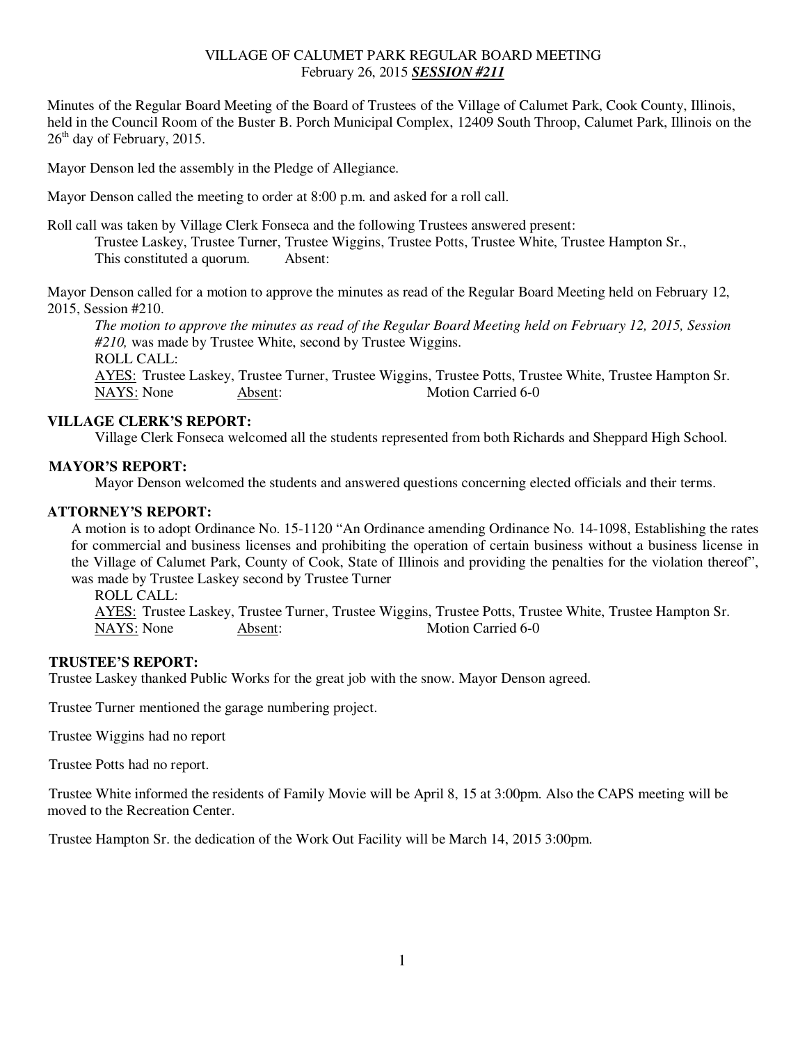VILLAGE OF CALUMET PARK REGULAR BOARD MEETING
February 26, 2015 ***SESSION #211***

Minutes of the Regular Board Meeting of the Board of Trustees of the Village of Calumet Park, Cook County, Illinois, held in the Council Room of the Buster B. Porch Municipal Complex, 12409 South Throop, Calumet Park, Illinois on the 26th day of February, 2015.

Mayor Denson led the assembly in the Pledge of Allegiance.

Mayor Denson called the meeting to order at 8:00 p.m. and asked for a roll call.

Roll call was taken by Village Clerk Fonseca and the following Trustees answered present:
Trustee Laskey, Trustee Turner, Trustee Wiggins, Trustee Potts, Trustee White, Trustee Hampton Sr.,
This constituted a quorum. Absent:

Mayor Denson called for a motion to approve the minutes as read of the Regular Board Meeting held on February 12, 2015, Session #210.

*The motion to approve the minutes as read of the Regular Board Meeting held on February 12, 2015, Session #210,* was made by Trustee White, second by Trustee Wiggins.
ROLL CALL:
AYES: Trustee Laskey, Trustee Turner, Trustee Wiggins, Trustee Potts, Trustee White, Trustee Hampton Sr.
NAYS: None Absent: Motion Carried 6-0

**VILLAGE CLERK'S REPORT:**

Village Clerk Fonseca welcomed all the students represented from both Richards and Sheppard High School.

**MAYOR'S REPORT:**

Mayor Denson welcomed the students and answered questions concerning elected officials and their terms.

**ATTORNEY'S REPORT:**

A motion is to adopt Ordinance No. 15-1120 "An Ordinance amending Ordinance No. 14-1098, Establishing the rates for commercial and business licenses and prohibiting the operation of certain business without a business license in the Village of Calumet Park, County of Cook, State of Illinois and providing the penalties for the violation thereof", was made by Trustee Laskey second by Trustee Turner
ROLL CALL:
AYES: Trustee Laskey, Trustee Turner, Trustee Wiggins, Trustee Potts, Trustee White, Trustee Hampton Sr.
NAYS: None Absent: Motion Carried 6-0

**TRUSTEE'S REPORT:**

Trustee Laskey thanked Public Works for the great job with the snow. Mayor Denson agreed.

Trustee Turner mentioned the garage numbering project.

Trustee Wiggins had no report

Trustee Potts had no report.

Trustee White informed the residents of Family Movie will be April 8, 15 at 3:00pm. Also the CAPS meeting will be moved to the Recreation Center.

Trustee Hampton Sr. the dedication of the Work Out Facility will be March 14, 2015 3:00pm.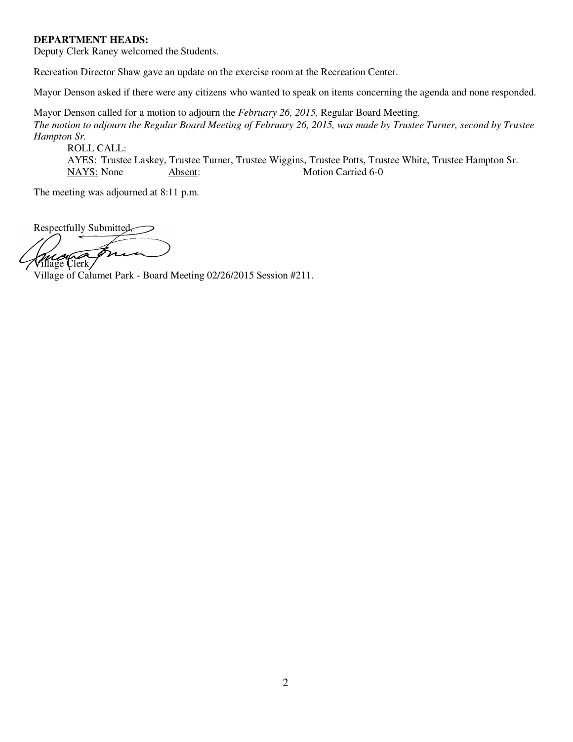**DEPARTMENT HEADS:**
Deputy Clerk Raney welcomed the Students.

Recreation Director Shaw gave an update on the exercise room at the Recreation Center.

Mayor Denson asked if there were any citizens who wanted to speak on items concerning the agenda and none responded.

Mayor Denson called for a motion to adjourn the *February 26, 2015,* Regular Board Meeting.
*The motion to adjourn the Regular Board Meeting of February 26, 2015, was made by Trustee Turner, second by Trustee Hampton Sr.*

ROLL CALL:
AYES: Trustee Laskey, Trustee Turner, Trustee Wiggins, Trustee Potts, Trustee White, Trustee Hampton Sr.
NAYS: None Absent: Motion Carried 6-0

The meeting was adjourned at 8:11 p.m.

Respectfully Submitted,

Village Clerk
Village of Calumet Park - Board Meeting 02/26/2015 Session #211.